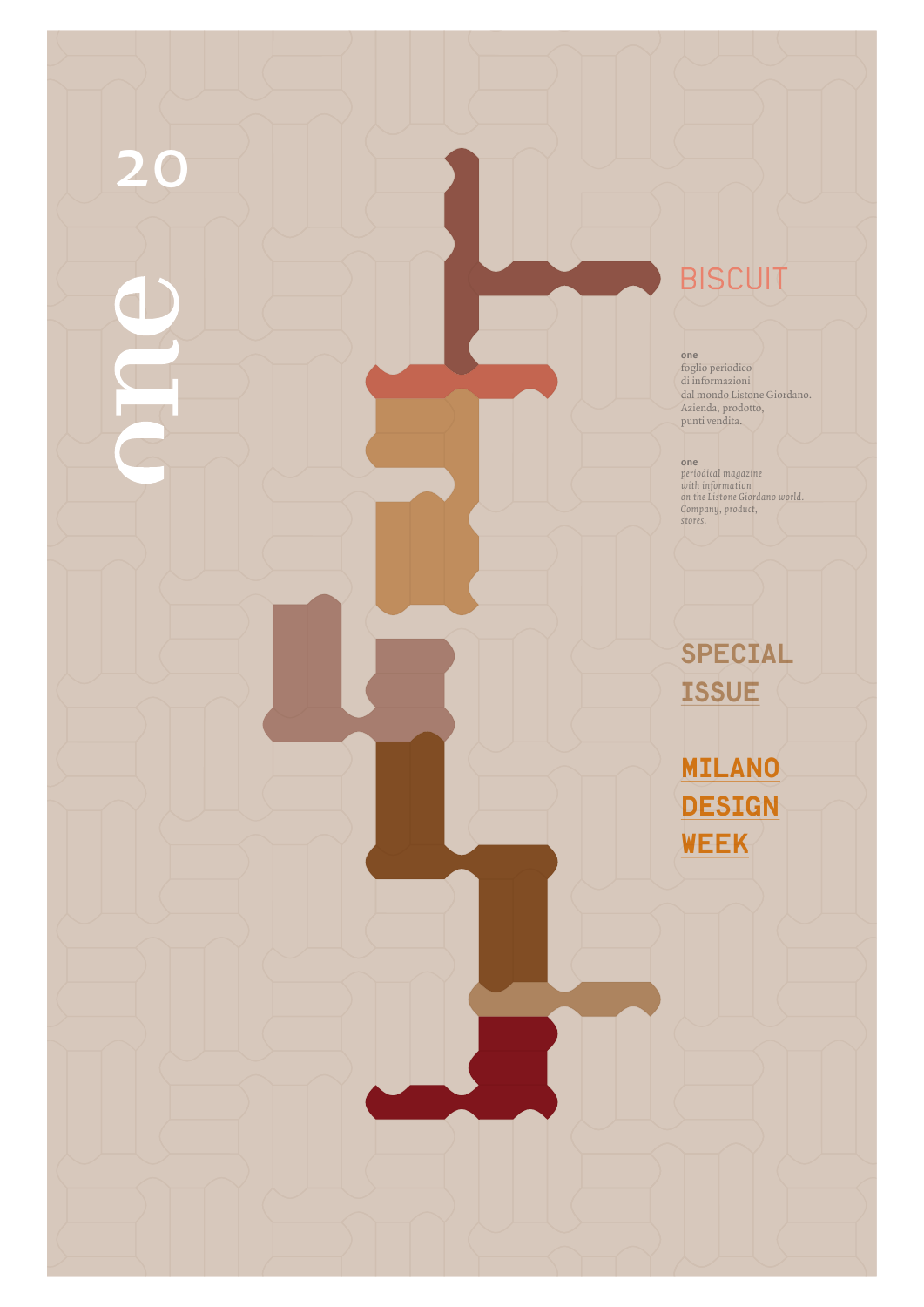# one

20

## BISCUIT

**one**
foglio periodico
di informazioni
dal mondo Listone Giordano.
Azienda, prodotto,
punti vendita.

**one**
*periodical magazine*
*with information*
*on the Listone Giordano world.*
*Company, product,*
*stores.*

SPECIAL
ISSUE

**MILANO**
**DESIGN**
**WEEK**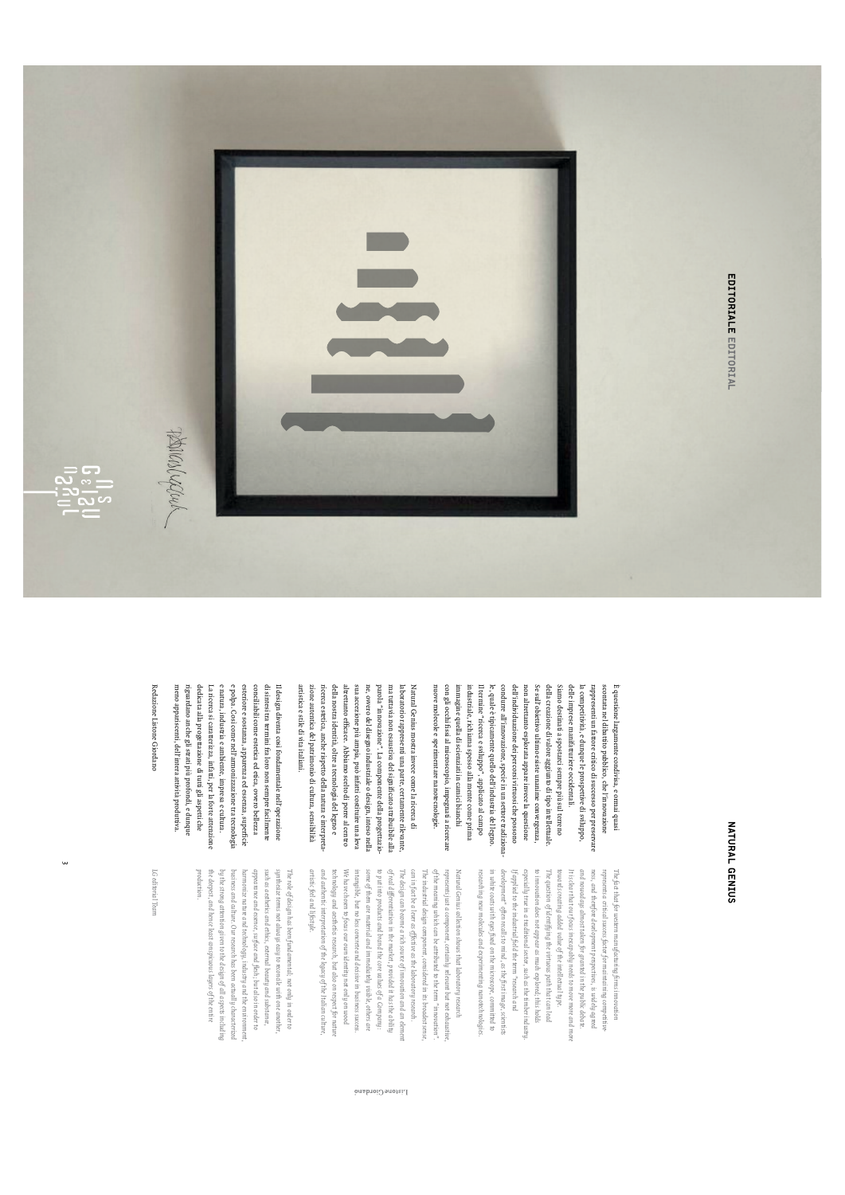# EDITORIALE EDITORIAL

## NATURAL GENIUS

È questione largamente condivisa, e ormai quasi scontata nel dibattito pubblico, che l'innovazione rappresenti un fattore critico di successo per preservare la competitività, e dunque le prospettive di sviluppo, delle imprese manifatturiere occidentali.

Siamo destinati a spostarci sempre più sul terreno della creazione di valore aggiunto di tipo intellettuale. Se sull'obiettivo ultimo esiste unanime convergenza, non altrettanto esplorata appare invece la questione dell'individuazione dei percorsi virtuosi che possono condurre all'innovazione, specie in un settore tradizionale, quale è tipicamente quello dell'industria del legno. Il termine "ricerca e sviluppo", applicato al campo industriale, richiama spesso alla mente come prima immagine quella di scienziati in camici bianchi con gli occhi fissi al microscopio, impegnati a ricercare nuove molecole e sperimentare nanotecnologie.

Natural Genius mostra invece come la ricerca di laboratorio rappresenti una parte, certamente rilevante, ma tutt'altro che esaustiva, del significato attribuibile alla parola "innovazione". La componente della progettazione, ovvero del disegno industriale o design, inteso nella sua accezione più ampia, può infatti costituire una leva altrettanto efficace. Abbiamo scelto di porre al centro della nostra identità, oltre a tecnologia del legno e ricerca estetica, anche rispetto della natura e interpretazione autentica del patrimonio di cultura, sensibilità artistica e stile di vita italiani.

Il design diventa così fondamentale nell'operazione di sintesi tra termini fra loro non sempre facilmente conciliabili come estetica ed etica, ovvero bellezza esteriore e sostanza, apparenza ed essenza, superficie e polpa. Così come nell'armonizzazione tra tecnologia e natura, industria e ambiente, impresa e cultura. La ricerca si caratterizza, infatti, per la forte attenzione dedicata alla progettazione di tutti gli aspetti che riguardano anche gli strati più profondi, e dunque meno appariscenti, dell'intera attività produttiva.

Redazione Listone Giordano

The fact that for western manufacturing firms innovation represents a critical success factor for maintaining competitiveness, and therefore development perspectives, is widely agreed and nowadays almost taken for granted in the public debate. It is clear that our focus increasingly needs to move more and more towards creating added value of the intellectual type.

The question of identifying the virtuous path that can lead to innovation does not appear as much explored; this holds especially true in a traditional sector, such as the timber industry. If applied to the industrial field the term "research and development" often recalls to mind, as the first image, scientists in white coats with eyes fixed on the microscope, committed to researching new molecules and experimenting nanotechnologies.

Natural Genius collection shows that laboratory research represents just a component, certainly relevant but not exhaustive, of the meaning which can be attributed to the term "innovation". The industrial design component, considered in its broadest sense, can in fact be a lever as effective as the laboratory research. The design can become a rich source of innovation and an element of real differentiation in the market, provided it has the ability to put into products and brand the core values of a Company: some of them are material and immediately visible, others are intangible, but no less concrete and decisive in business success. We have chosen to put our identity not only on wood technology and aesthetic research, but also on respect for nature and authentic interpretation of the legacy of the Italian culture, artistic feel and lifestyle.

The role of design has been fundamental, not only in order to synthesize terms not always easy to reconcile with one another, such as aesthetics and ethics, external beauty and substance, appearance and essence, surface and flesh, but also in order to harmonize nature and technology, industry and the environment, business and culture. Our research has been actually characterized by the strong attention given to the design of all aspects including the deepest, and hence least conspicuous layers of the entire production.

*Lo editorial Team*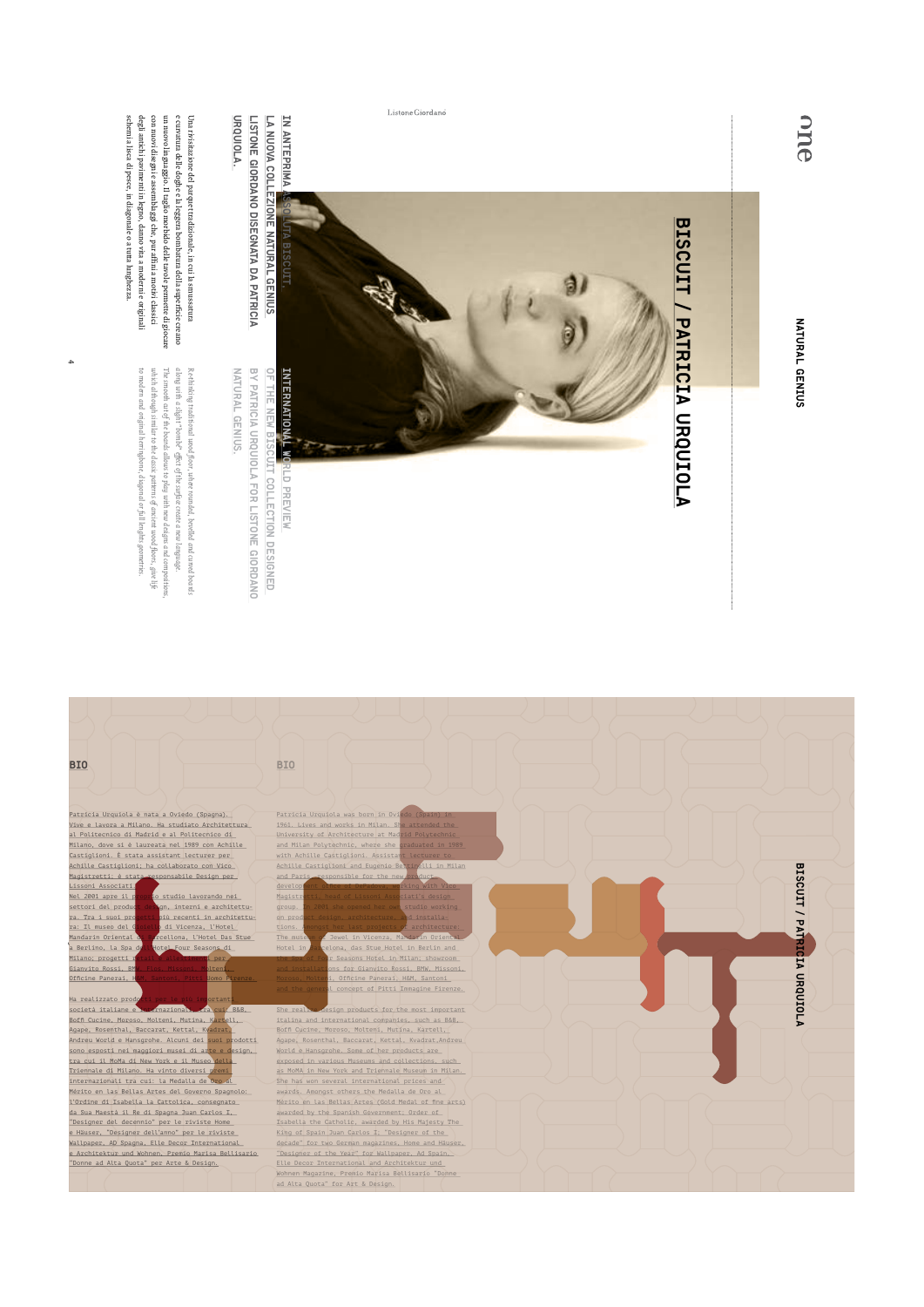# BISCUIT / PATRICIA URQUIOLA

**IN ANTEPRIMA ASSOLUTA BISCUIT, LA NUOVA COLLEZIONE NATURAL GENIUS LISTONE GIORDANO DISEGNATA DA PATRICIA URQUIOLA.**

Una rivisitazione del parquet tradizionale, in cui la smussatura e curvatura delle doghe e la leggera bombatura della superficie creano un nuovo linguaggio. Il taglio morbido delle tavole permette di giocare con nuovi disegni e assemblaggi che, pur affini a motivi classici degli antichi pavimenti in legno, danno vita a moderni e originali schemi a lisca di pesce, in diagonale o a tutta lunghezza.

**INTERNATIONAL WORLD PREVIEW OF THE NEW BISCUIT COLLECTION DESIGNED BY PATRICIA URQUIOLA FOR LISTONE GIORDANO NATURAL GENIUS.**

*Redefining traditional wood floor, where rounded, bevelled and curved boards along with a slight "bombé" effect of the surface create a new language. The smooth cut of the boards allow to play with new designs and compositions, which although similar to the classic patterns of ancient wood floors, give life to modern and original herringbone, diagonal or full lengths geometries.*

## BIO

Patricia Urquiola è nata a Oviedo (Spagna). Vive e lavora a Milano. Ha studiato Architettura al Politecnico di Madrid e al Politecnico di Milano, dove si è laureata nel 1989 con Achille Castiglioni. È stata assistant lecturer per Achille Castiglioni; ha collaborato con Vico Magistretti; è stata responsabile Design per Lissoni Associati.
Nel 2001 apre il proprio studio lavorando nei settori del product design, interni e architettura. Tra i suoi progetti più recenti in architettura: Il museo del Gioiello di Vicenza, l'Hotel Mandarin Oriental di Barcellona, l'Hotel Das Stue a Berlino, la Spa del Hotel Four Seasons di Milano; progetti iniziali e allestimenti per Gianvito Rossi, BMW, Flos, Missoni, Molteni, Officine Panerai, H&M, Santoni, Pitti Uomo Firenze.

Ha realizzato prodotti per le più importanti società italiane e internazionali tra cui: B&B, Boffi Cucine, Moroso, Molteni, Mutina, Kartell, Agape, Rosenthal, Baccarat, Kettal, Kvadrat, Andreu World e Hansgrohe. Alcuni dei suoi prodotti sono esposti nei maggiori musei di arte e design, tra cui il MoMA di New York e il Museo della Triennale di Milano. Ha vinto diversi premi internazionali tra cui: la Medalla de Oro al Mérito en las Bellas Artes del Governo Spagnolo; l'Ordine di Isabella la Cattolica, consegnato da Sua Maestà il Re di Spagna Juan Carlos I, "Designer del decennio" per le riviste Home e Häuser, "Designer dell'anno" per le riviste Wallpaper, AD Spagna, Elle Decor International e Architektur und Wohnen, Premio Marisa Bellisario "Donne ad Alta Quota" per Arte & Design.

## BIO

Patricia Urquiola was born in Oviedo (Spain) in 1961. Lives and works in Milan. She attended the University of Architecture at Madrid Polytechnic and Milan Polytechnic, where she graduated in 1989 with Achille Castiglioni. Assistant lecturer to Achille Castiglioni and Eugenio Bettinelli in Milan and Paris, responsible for the new product development office at DePadova, working with Vico Magistretti, head of Lissoni Associati's design group. In 2001 she opened her own studio working on product design, architecture, and installations. Amongst her last projects in architecture: The museum of Jewel in Vicenza, Mandarin Oriental Hotel in Barcelona, das Stue Hotel in Berlin and the Spa of Four Seasons Hotel in Milan; showroom and installations for Gianvito Rossi, BMW, Missoni, Moroso, Molteni, Officine Panerai, H&M, Santoni and the general concept of Pitti Immagine Firenze.

She realized design products for the most important italiana and international companies, such as B&B, Boffi Cucine, Moroso, Molteni, Mutina, Kartell, Agape, Rosenthal, Baccarat, Kettal, Kvadrat, Andreu World e Hansgrohe. Some of her products are exposed in various Museums and collections, such as MoMA in New York and Triennale Museum in Milan. She has won several international prices and awards. Amongst others the Medalla de Oro al Mérito en las Bellas Artes (Gold Medal of fine arts) awarded by the Spanish Government; Order of Isabella the Catholic, awarded by His Majesty The King of Spain Juan Carlos I; "Designer of the decade" for two German magazines, Home and Häuser, "Designer of the Year" for Wallpaper, Ad Spain, Elle Decor International and Architektur und Wohnen Magazine, Premio Marisa Bellisario "Donne ad Alta Quota" for Art & Design.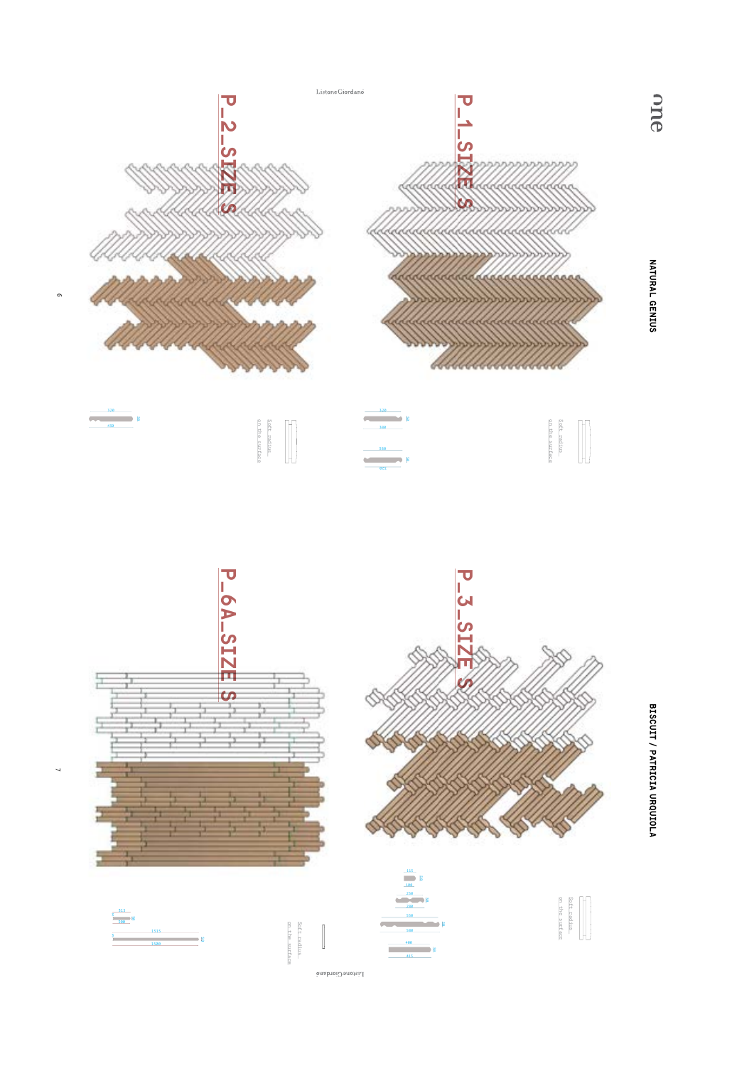# NATURAL GENIUS

## BISCUIT / PATRICIA URQUIOLA

## P_1_SIZE S

Soft radius on the surface

320

380

14

380

14

415

## P_2_SIZE S

Soft radius on the surface

520

14

430

## P_3_SIZE S

Soft radius on the surface

115

14

100

250

14

260

550

14

580

400

14

415

## P_6A_SIZE S

Soft radius on the surface

315

14

300

1515

14

1500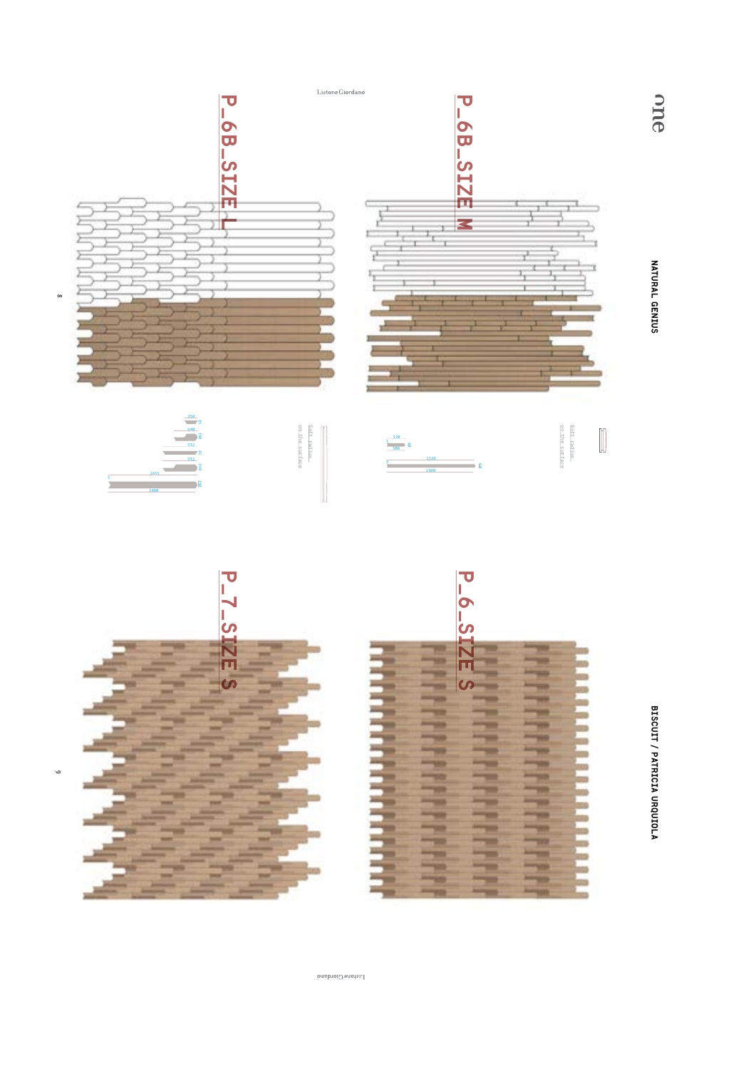# P_6B_SIZE L

# P_6B_SIZE M

NATURAL GENIUS

Soft radius on the surface

Soft radius on the surface

# P_7_SIZE S

# P_6_SIZE S

BISCUIT / PATRICIA URQUIOLA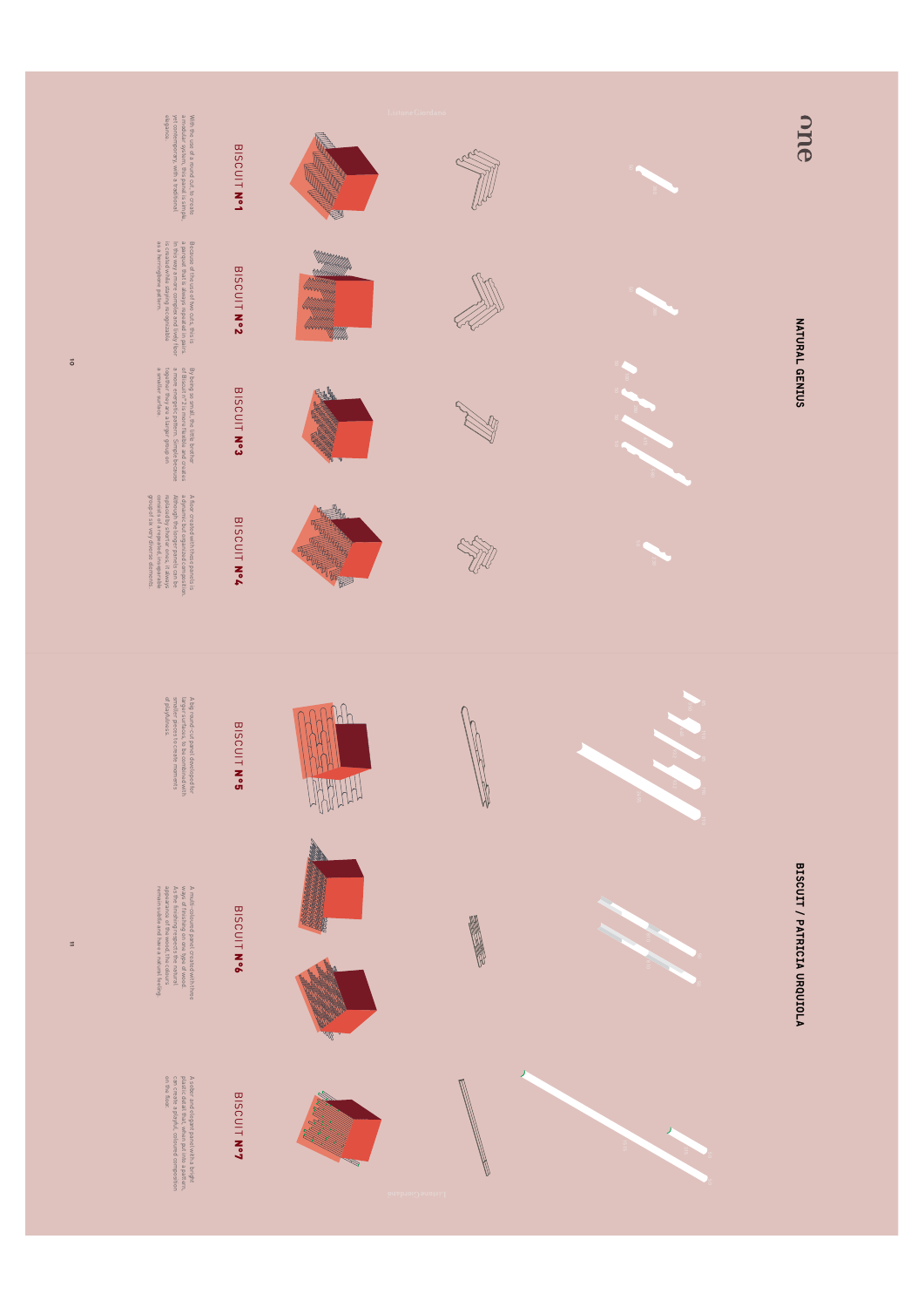# NATURAL GENIUS

## BISCUIT / PATRICIA URQUIOLA

### BISCUIT N°1

With the use of a round cut, to create a modular system. The panel is simple, yet contemporary, with a traditional elegance.

### BISCUIT N°2

Because of the use of two cuts, this is a panel that can always be placed in pairs. In this way a more complex and lively floor is created while staying recognizable as a herringbone pattern.

### BISCUIT N°3

By being so small, the little brother of Biscuit N°2 is more flexible and creates a more energetic pattern. Simple because together they are a larger group on a smaller surface.

### BISCUIT N°4

A floor created with these panels is a dynamic but harmonious composition. Although the longer panels can be replaced by shorter ones, it always consists of a repeated, recognisable group of six very diverse elements.

### BISCUIT N°5

A big round-cut panel developed for large surfaces, to be combined with smaller pieces to create moments of playfulness.

### BISCUIT N°6

A multi-coloured panel created with three types of finishing on the same type of wood. As the finishing respects the natural appearance of the wood, the colours remain subtle and have a natural feeling.

### BISCUIT N°7

A sober and elegant panel with a bright coloured joint which, when laid in a pattern, can create a playful, coloured composition on the floor.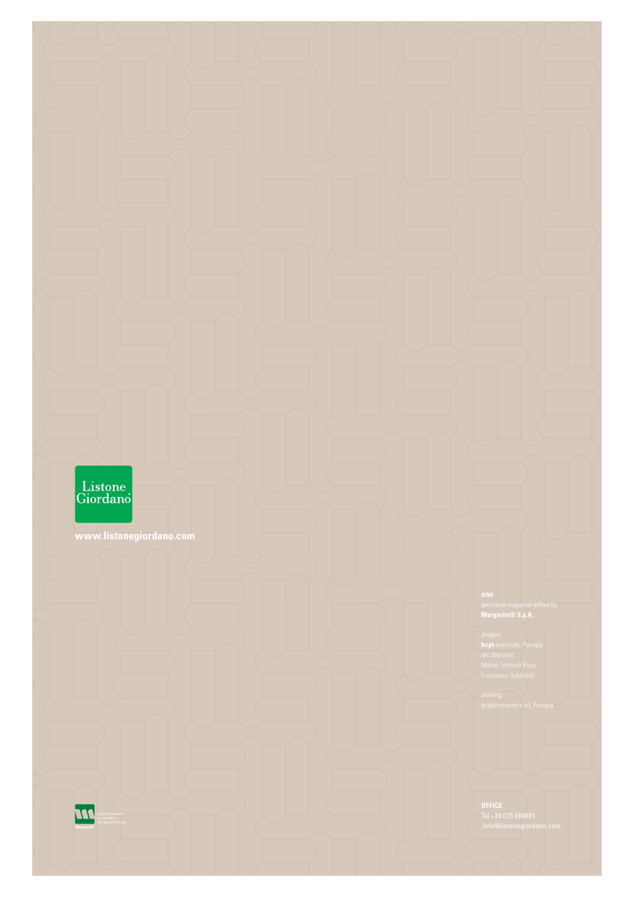Listone Giordano

**www.listonegiordano.com**

**one**
periodical magazine edited by
**Margaritelli S.p.A.**

*Images:*
**bcpt** associati, Perugia
*art direction:*
Marco Tortoioli Ricci
Francesco Gubbiotti

*printing:*
graphicmasters srl, Perugia

Margaritelli

Listone Giordano
is a brand of
Margaritelli Group

**OFFICE**
Tel +39 075 988681
info@listonegiordano.com